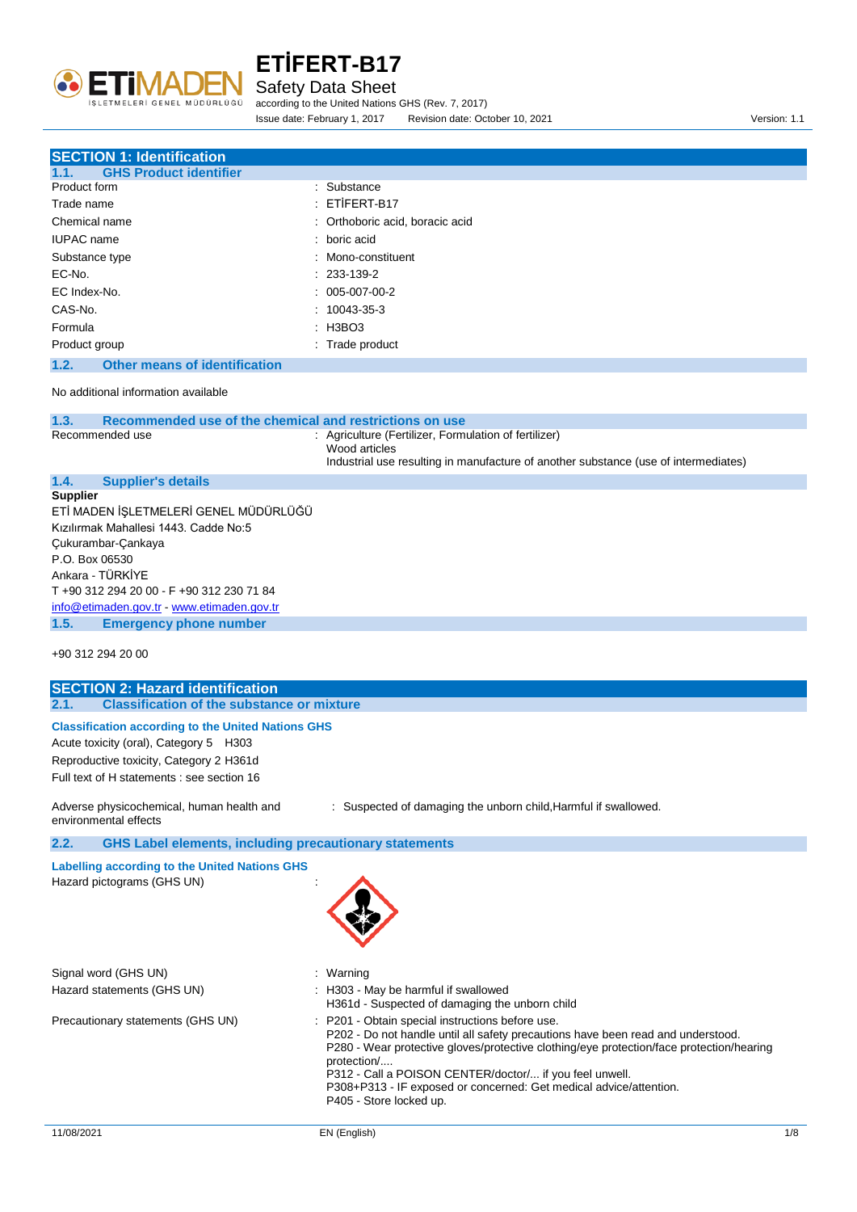# ETİFERT-B17

Safety Data Sheet

according to the United Nations GHS (Rev. 7, 2017)

Issue date: February 1, 2017 Revision date: October 10, 2021 Version: 1.1

## SECTION 1: Identification

### 1.1. GHS Product identifier

| | |
|---|---|
| Product form | : Substance |
| Trade name | : ETİFERT-B17 |
| Chemical name | : Orthoboric acid, boracic acid |
| IUPAC name | : boric acid |
| Substance type | : Mono-constituent |
| EC-No. | : 233-139-2 |
| EC Index-No. | : 005-007-00-2 |
| CAS-No. | : 10043-35-3 |
| Formula | : $H_3BO_3$ |
| Product group | : Trade product |

### 1.2. Other means of identification

No additional information available

### 1.3. Recommended use of the chemical and restrictions on use

Recommended use : Agriculture (Fertilizer, Formulation of fertilizer)
Wood articles
Industrial use resulting in manufacture of another substance (use of intermediates)

### 1.4. Supplier's details

**Supplier**

ETİ MADEN İŞLETMELERİ GENEL MÜDÜRLÜĞÜ
Kızılırmak Mahallesi 1443. Cadde No:5
Çukurambar-Çankaya
P.O. Box 06530
Ankara - TÜRKİYE
T +90 312 294 20 00 - F +90 312 230 71 84
info@etimaden.gov.tr - www.etimaden.gov.tr

### 1.5. Emergency phone number

+90 312 294 20 00

## SECTION 2: Hazard identification

### 2.1. Classification of the substance or mixture

**Classification according to the United Nations GHS**

Acute toxicity (oral), Category 5 H303
Reproductive toxicity, Category 2 H361d
Full text of H statements : see section 16

Adverse physicochemical, human health and environmental effects : Suspected of damaging the unborn child,Harmful if swallowed.

### 2.2. GHS Label elements, including precautionary statements

**Labelling according to the United Nations GHS**

Hazard pictograms (GHS UN) :

Signal word (GHS UN) : Warning

Hazard statements (GHS UN) : H303 - May be harmful if swallowed
H361d - Suspected of damaging the unborn child

Precautionary statements (GHS UN) : P201 - Obtain special instructions before use.
P202 - Do not handle until all safety precautions have been read and understood.
P280 - Wear protective gloves/protective clothing/eye protection/face protection/hearing protection/....
P312 - Call a POISON CENTER/doctor/... if you feel unwell.
P308+P313 - IF exposed or concerned: Get medical advice/attention.
P405 - Store locked up.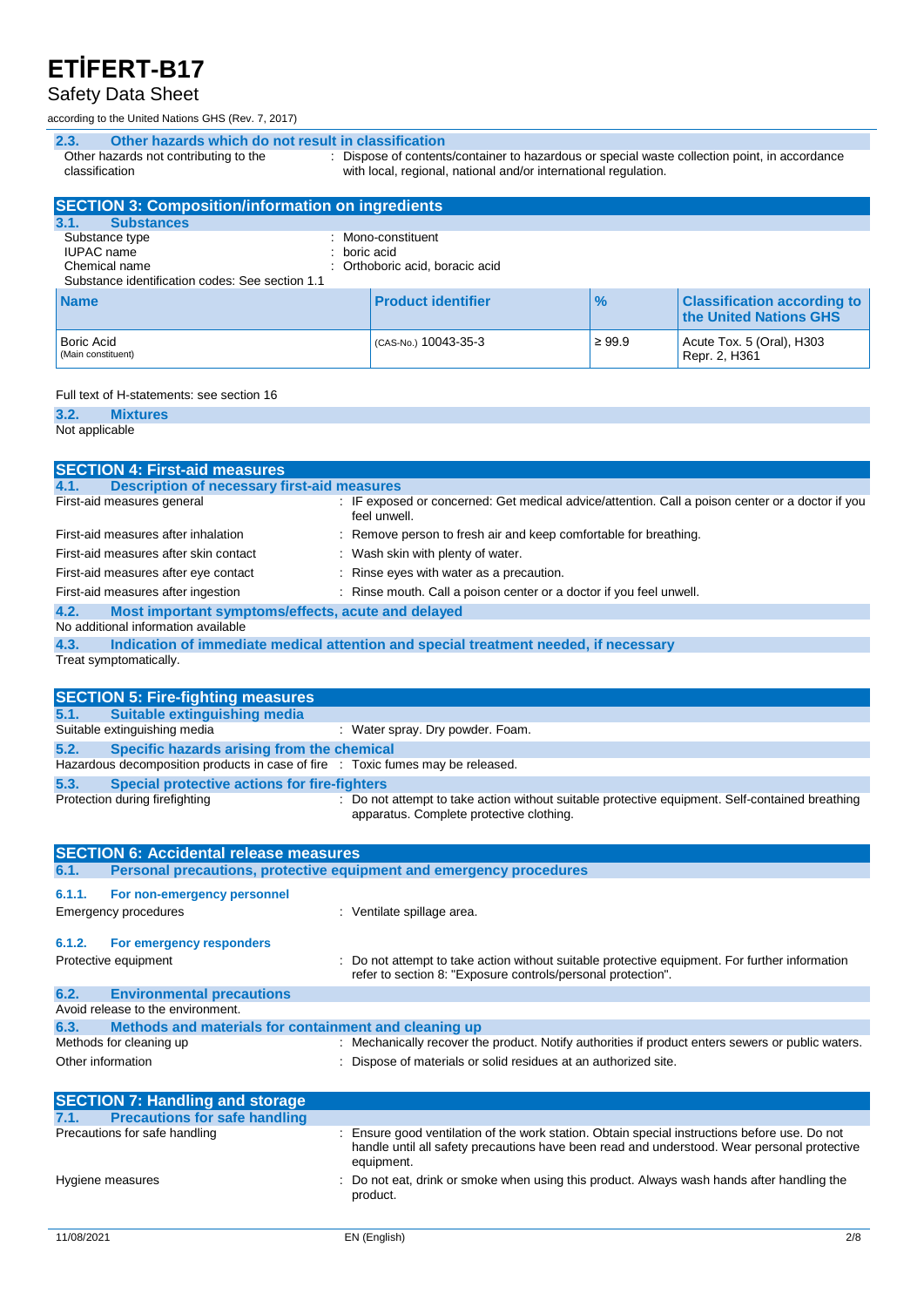### 2.3. Other hazards which do not result in classification

| | |
|---|---|
| Other hazards not contributing to the classification | : Dispose of contents/container to hazardous or special waste collection point, in accordance with local, regional, national and/or international regulation. |

## SECTION 3: Composition/information on ingredients

### 3.1. Substances

| | |
|---|---|
| Substance type | : Mono-constituent |
| IUPAC name | : boric acid |
| Chemical name | : Orthoboric acid, boracic acid |

Substance identification codes: See section 1.1

| Name | Product identifier | % | Classification according to the United Nations GHS |
|---|---|---|---|
| Boric Acid (Main constituent) | (CAS-No.) 10043-35-3 | ≥ 99.9 | Acute Tox. 5 (Oral), H303<br>Repr. 2, H361 |

Full text of H-statements: see section 16

### 3.2. Mixtures

Not applicable

## SECTION 4: First-aid measures

### 4.1. Description of necessary first-aid measures

| | |
|---|---|
| First-aid measures general | : IF exposed or concerned: Get medical advice/attention. Call a poison center or a doctor if you feel unwell. |
| First-aid measures after inhalation | : Remove person to fresh air and keep comfortable for breathing. |
| First-aid measures after skin contact | : Wash skin with plenty of water. |
| First-aid measures after eye contact | : Rinse eyes with water as a precaution. |
| First-aid measures after ingestion | : Rinse mouth. Call a poison center or a doctor if you feel unwell. |

### 4.2. Most important symptoms/effects, acute and delayed

No additional information available

### 4.3. Indication of immediate medical attention and special treatment needed, if necessary

Treat symptomatically.

## SECTION 5: Fire-fighting measures

### 5.1. Suitable extinguishing media

| | |
|---|---|
| Suitable extinguishing media | : Water spray. Dry powder. Foam. |

### 5.2. Specific hazards arising from the chemical

| | |
|---|---|
| Hazardous decomposition products in case of fire | : Toxic fumes may be released. |

### 5.3. Special protective actions for fire-fighters

| | |
|---|---|
| Protection during firefighting | : Do not attempt to take action without suitable protective equipment. Self-contained breathing apparatus. Complete protective clothing. |

## SECTION 6: Accidental release measures

### 6.1. Personal precautions, protective equipment and emergency procedures

#### 6.1.1. For non-emergency personnel

| | |
|---|---|
| Emergency procedures | : Ventilate spillage area. |

#### 6.1.2. For emergency responders

| | |
|---|---|
| Protective equipment | : Do not attempt to take action without suitable protective equipment. For further information refer to section 8: "Exposure controls/personal protection". |

### 6.2. Environmental precautions

Avoid release to the environment.

### 6.3. Methods and materials for containment and cleaning up

| | |
|---|---|
| Methods for cleaning up | : Mechanically recover the product. Notify authorities if product enters sewers or public waters. |
| Other information | : Dispose of materials or solid residues at an authorized site. |

## SECTION 7: Handling and storage

### 7.1. Precautions for safe handling

| | |
|---|---|
| Precautions for safe handling | : Ensure good ventilation of the work station. Obtain special instructions before use. Do not handle until all safety precautions have been read and understood. Wear personal protective equipment. |
| Hygiene measures | : Do not eat, drink or smoke when using this product. Always wash hands after handling the product. |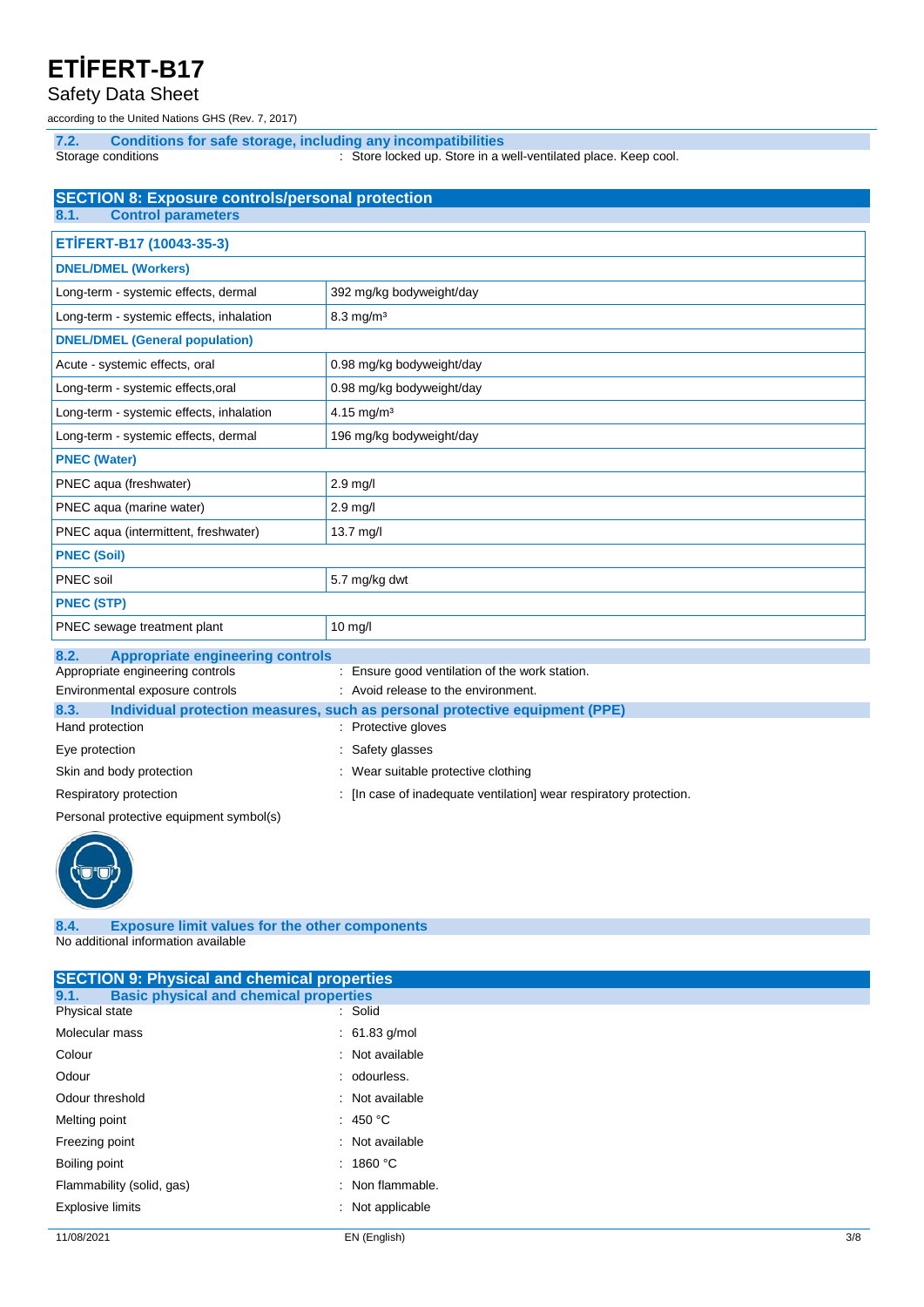### 7.2. Conditions for safe storage, including any incompatibilities

Storage conditions : Store locked up. Store in a well-ventilated place. Keep cool.

## SECTION 8: Exposure controls/personal protection

### 8.1. Control parameters

| ETİFERT-B17 (10043-35-3) | |
|---|---|
| **DNEL/DMEL (Workers)** | |
| Long-term - systemic effects, dermal | 392 mg/kg bodyweight/day |
| Long-term - systemic effects, inhalation | 8.3 mg/m³ |
| **DNEL/DMEL (General population)** | |
| Acute - systemic effects, oral | 0.98 mg/kg bodyweight/day |
| Long-term - systemic effects,oral | 0.98 mg/kg bodyweight/day |
| Long-term - systemic effects, inhalation | 4.15 mg/m³ |
| Long-term - systemic effects, dermal | 196 mg/kg bodyweight/day |
| **PNEC (Water)** | |
| PNEC aqua (freshwater) | 2.9 mg/l |
| PNEC aqua (marine water) | 2.9 mg/l |
| PNEC aqua (intermittent, freshwater) | 13.7 mg/l |
| **PNEC (Soil)** | |
| PNEC soil | 5.7 mg/kg dwt |
| **PNEC (STP)** | |
| PNEC sewage treatment plant | 10 mg/l |

### 8.2. Appropriate engineering controls

Appropriate engineering controls : Ensure good ventilation of the work station.

Environmental exposure controls : Avoid release to the environment.

### 8.3. Individual protection measures, such as personal protective equipment (PPE)

Hand protection : Protective gloves

Eye protection : Safety glasses

Skin and body protection : Wear suitable protective clothing

Respiratory protection : [In case of inadequate ventilation] wear respiratory protection.

Personal protective equipment symbol(s)

### 8.4. Exposure limit values for the other components

No additional information available

## SECTION 9: Physical and chemical properties

### 9.1. Basic physical and chemical properties

Physical state : Solid

Molecular mass : 61.83 g/mol

Colour : Not available

Odour : odourless.

Odour threshold : Not available

Melting point : 450 °C

Freezing point : Not available

Boiling point : 1860 °C

Flammability (solid, gas) : Non flammable.

Explosive limits : Not applicable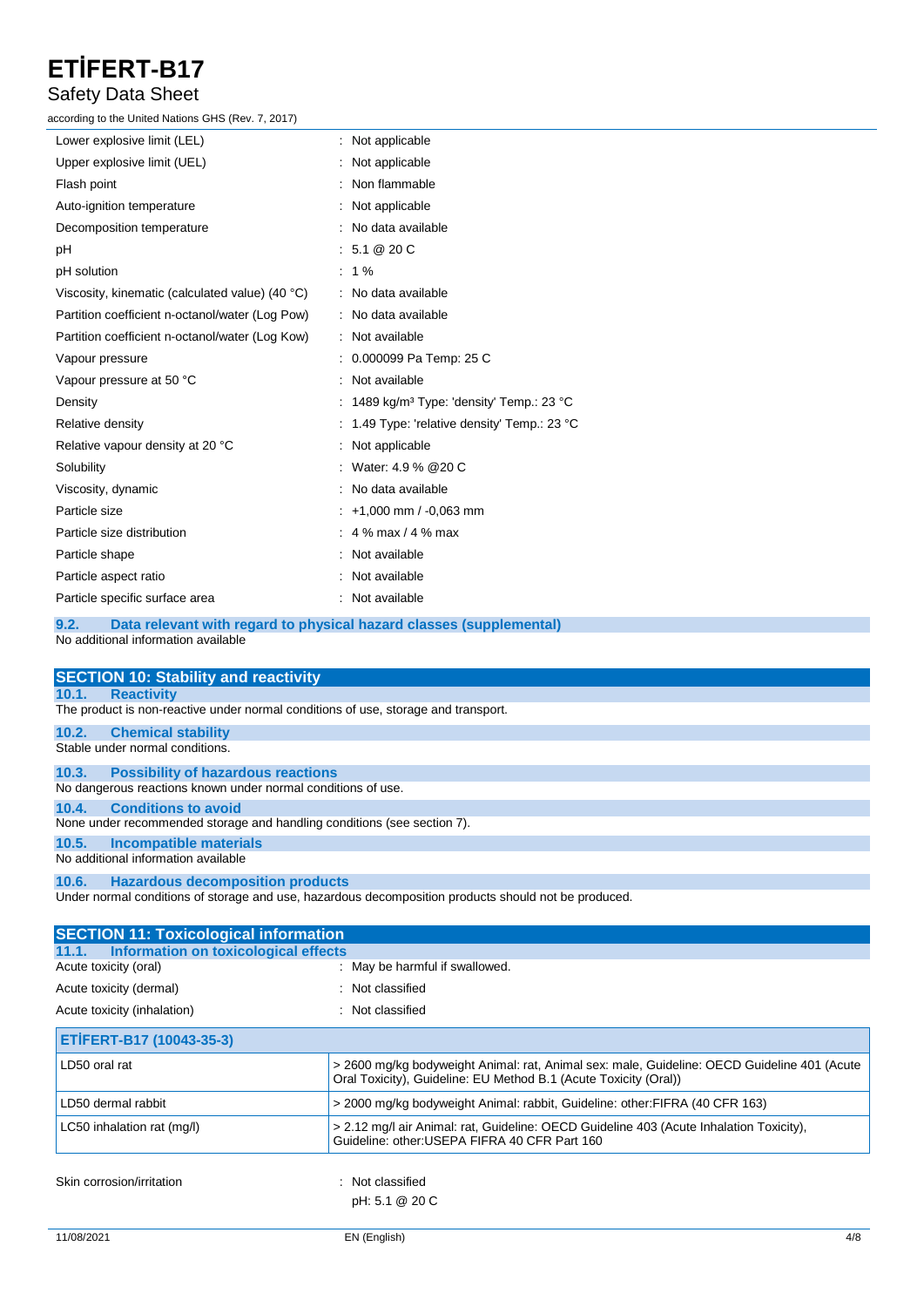| | |
|---|---|
| Lower explosive limit (LEL) | : Not applicable |
| Upper explosive limit (UEL) | : Not applicable |
| Flash point | : Non flammable |
| Auto-ignition temperature | : Not applicable |
| Decomposition temperature | : No data available |
| pH | : 5.1 @ 20 C |
| pH solution | : 1 % |
| Viscosity, kinematic (calculated value) (40 °C) | : No data available |
| Partition coefficient n-octanol/water (Log Pow) | : No data available |
| Partition coefficient n-octanol/water (Log Kow) | : Not available |
| Vapour pressure | : 0.000099 Pa Temp: 25 C |
| Vapour pressure at 50 °C | : Not available |
| Density | : 1489 $kg/m^3$ Type: 'density' Temp.: 23 °C |
| Relative density | : 1.49 Type: 'relative density' Temp.: 23 °C |
| Relative vapour density at 20 °C | : Not applicable |
| Solubility | : Water: 4.9 % @20 C |
| Viscosity, dynamic | : No data available |
| Particle size | : +1,000 mm / -0,063 mm |
| Particle size distribution | : 4 % max / 4 % max |
| Particle shape | : Not available |
| Particle aspect ratio | : Not available |
| Particle specific surface area | : Not available |

### 9.2. Data relevant with regard to physical hazard classes (supplemental)

No additional information available

## SECTION 10: Stability and reactivity

### 10.1. Reactivity

The product is non-reactive under normal conditions of use, storage and transport.

### 10.2. Chemical stability

Stable under normal conditions.

### 10.3. Possibility of hazardous reactions

No dangerous reactions known under normal conditions of use.

### 10.4. Conditions to avoid

None under recommended storage and handling conditions (see section 7).

### 10.5. Incompatible materials

No additional information available

### 10.6. Hazardous decomposition products

Under normal conditions of storage and use, hazardous decomposition products should not be produced.

## SECTION 11: Toxicological information

### 11.1. Information on toxicological effects

| | |
|---|---|
| Acute toxicity (oral) | : May be harmful if swallowed. |
| Acute toxicity (dermal) | : Not classified |
| Acute toxicity (inhalation) | : Not classified |

| ETİFERT-B17 (10043-35-3) | |
|---|---|
| LD50 oral rat | > 2600 mg/kg bodyweight Animal: rat, Animal sex: male, Guideline: OECD Guideline 401 (Acute Oral Toxicity), Guideline: EU Method B.1 (Acute Toxicity (Oral)) |
| LD50 dermal rabbit | > 2000 mg/kg bodyweight Animal: rabbit, Guideline: other:FIFRA (40 CFR 163) |
| LC50 inhalation rat (mg/l) | > 2.12 mg/l air Animal: rat, Guideline: OECD Guideline 403 (Acute Inhalation Toxicity), Guideline: other:USEPA FIFRA 40 CFR Part 160 |

| | |
|---|---|
| Skin corrosion/irritation | : Not classified<br>pH: 5.1 @ 20 C |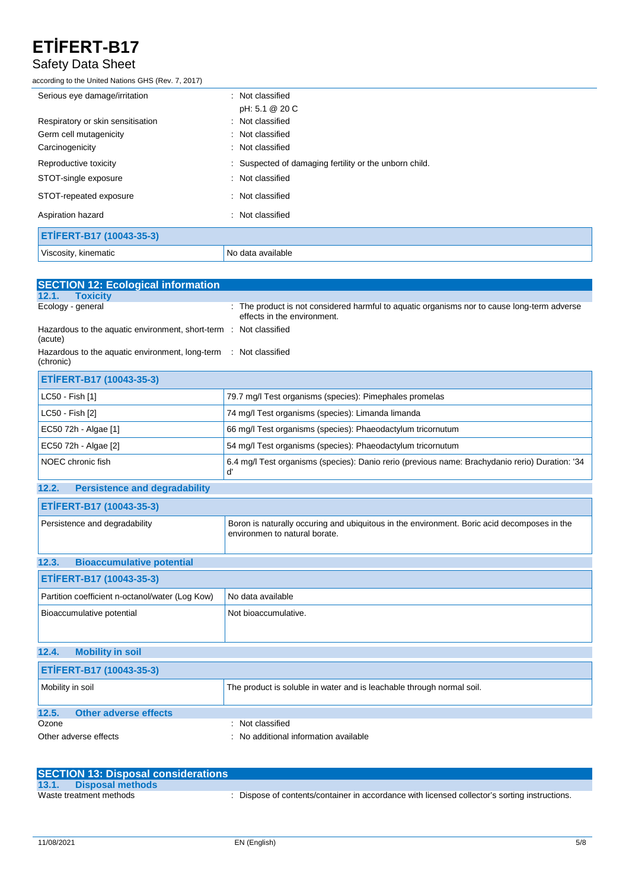| | |
|---|---|
| Serious eye damage/irritation | : Not classified<br>pH: 5.1 @ 20 C |
| Respiratory or skin sensitisation | : Not classified |
| Germ cell mutagenicity | : Not classified |
| Carcinogenicity | : Not classified |
| Reproductive toxicity | : Suspected of damaging fertility or the unborn child. |
| STOT-single exposure | : Not classified |
| STOT-repeated exposure | : Not classified |
| Aspiration hazard | : Not classified |

| ETİFERT-B17 (10043-35-3) | |
|---|---|
| Viscosity, kinematic | No data available |

## SECTION 12: Ecological information

### 12.1. Toxicity

| | |
|---|---|
| Ecology - general | : The product is not considered harmful to aquatic organisms nor to cause long-term adverse effects in the environment. |
| Hazardous to the aquatic environment, short-term (acute) | : Not classified |
| Hazardous to the aquatic environment, long-term (chronic) | : Not classified |

| ETİFERT-B17 (10043-35-3) | |
|---|---|
| LC50 - Fish [1] | 79.7 mg/l Test organisms (species): Pimephales promelas |
| LC50 - Fish [2] | 74 mg/l Test organisms (species): Limanda limanda |
| EC50 72h - Algae [1] | 66 mg/l Test organisms (species): Phaeodactylum tricornutum |
| EC50 72h - Algae [2] | 54 mg/l Test organisms (species): Phaeodactylum tricornutum |
| NOEC chronic fish | 6.4 mg/l Test organisms (species): Danio rerio (previous name: Brachydanio rerio) Duration: '34 d' |

### 12.2. Persistence and degradability

| ETİFERT-B17 (10043-35-3) | |
|---|---|
| Persistence and degradability | Boron is naturally occuring and ubiquitous in the environment. Boric acid decomposes in the environmen to natural borate. |

### 12.3. Bioaccumulative potential

| ETİFERT-B17 (10043-35-3) | |
|---|---|
| Partition coefficient n-octanol/water (Log Kow) | No data available |
| Bioaccumulative potential | Not bioaccumulative. |

### 12.4. Mobility in soil

| ETİFERT-B17 (10043-35-3) | |
|---|---|
| Mobility in soil | The product is soluble in water and is leachable through normal soil. |

### 12.5. Other adverse effects

| | |
|---|---|
| Ozone | : Not classified |
| Other adverse effects | : No additional information available |

## SECTION 13: Disposal considerations

### 13.1. Disposal methods

| | |
|---|---|
| Waste treatment methods | : Dispose of contents/container in accordance with licensed collector's sorting instructions. |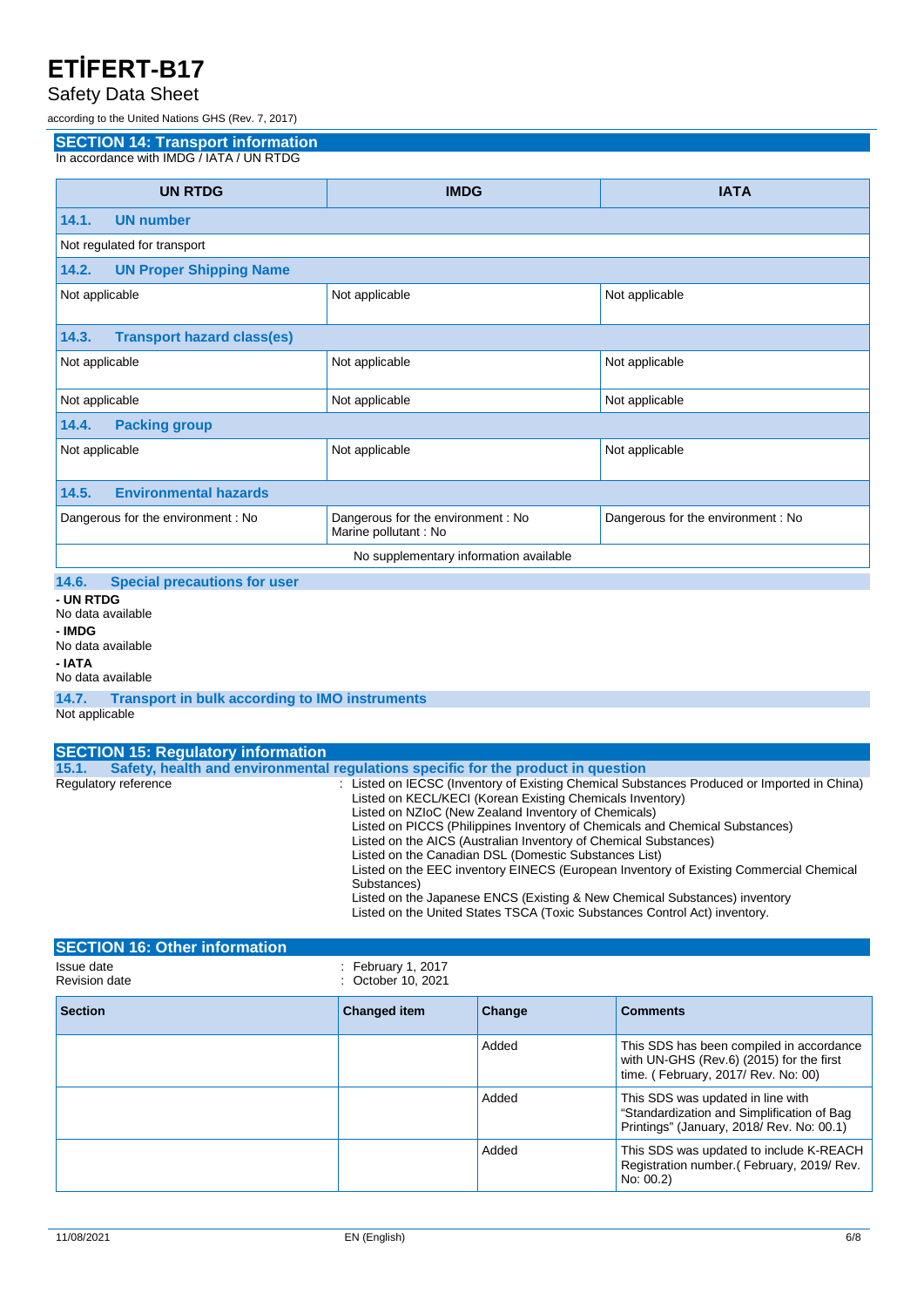## SECTION 14: Transport information

In accordance with IMDG / IATA / UN RTDG

| UN RTDG | IMDG | IATA |
|---|---|---|
| **14.1. UN number** | | |
| Not regulated for transport | | |
| **14.2. UN Proper Shipping Name** | | |
| Not applicable | Not applicable | Not applicable |
| **14.3. Transport hazard class(es)** | | |
| Not applicable | Not applicable | Not applicable |
| Not applicable | Not applicable | Not applicable |
| **14.4. Packing group** | | |
| Not applicable | Not applicable | Not applicable |
| **14.5. Environmental hazards** | | |
| Dangerous for the environment : No | Dangerous for the environment : No<br>Marine pollutant : No | Dangerous for the environment : No |
| No supplementary information available | | |

### 14.6. Special precautions for user

**- UN RTDG**
No data available

**- IMDG**
No data available

**- IATA**
No data available

### 14.7. Transport in bulk according to IMO instruments

Not applicable

## SECTION 15: Regulatory information

### 15.1. Safety, health and environmental regulations specific for the product in question

Regulatory reference : Listed on IECSC (Inventory of Existing Chemical Substances Produced or Imported in China)
Listed on KECL/KECI (Korean Existing Chemicals Inventory)
Listed on NZIoC (New Zealand Inventory of Chemicals)
Listed on PICCS (Philippines Inventory of Chemicals and Chemical Substances)
Listed on the AICS (Australian Inventory of Chemical Substances)
Listed on the Canadian DSL (Domestic Substances List)
Listed on the EEC inventory EINECS (European Inventory of Existing Commercial Chemical Substances)
Listed on the Japanese ENCS (Existing & New Chemical Substances) inventory
Listed on the United States TSCA (Toxic Substances Control Act) inventory.

## SECTION 16: Other information

Issue date : February 1, 2017
Revision date : October 10, 2021

| Section | Changed item | Change | Comments |
|---|---|---|---|
| | | Added | This SDS has been compiled in accordance with UN-GHS (Rev.6) (2015) for the first time. ( February, 2017/ Rev. No: 00) |
| | | Added | This SDS was updated in line with "Standardization and Simplification of Bag Printings" (January, 2018/ Rev. No: 00.1) |
| | | Added | This SDS was updated to include K-REACH Registration number.( February, 2019/ Rev. No: 00.2) |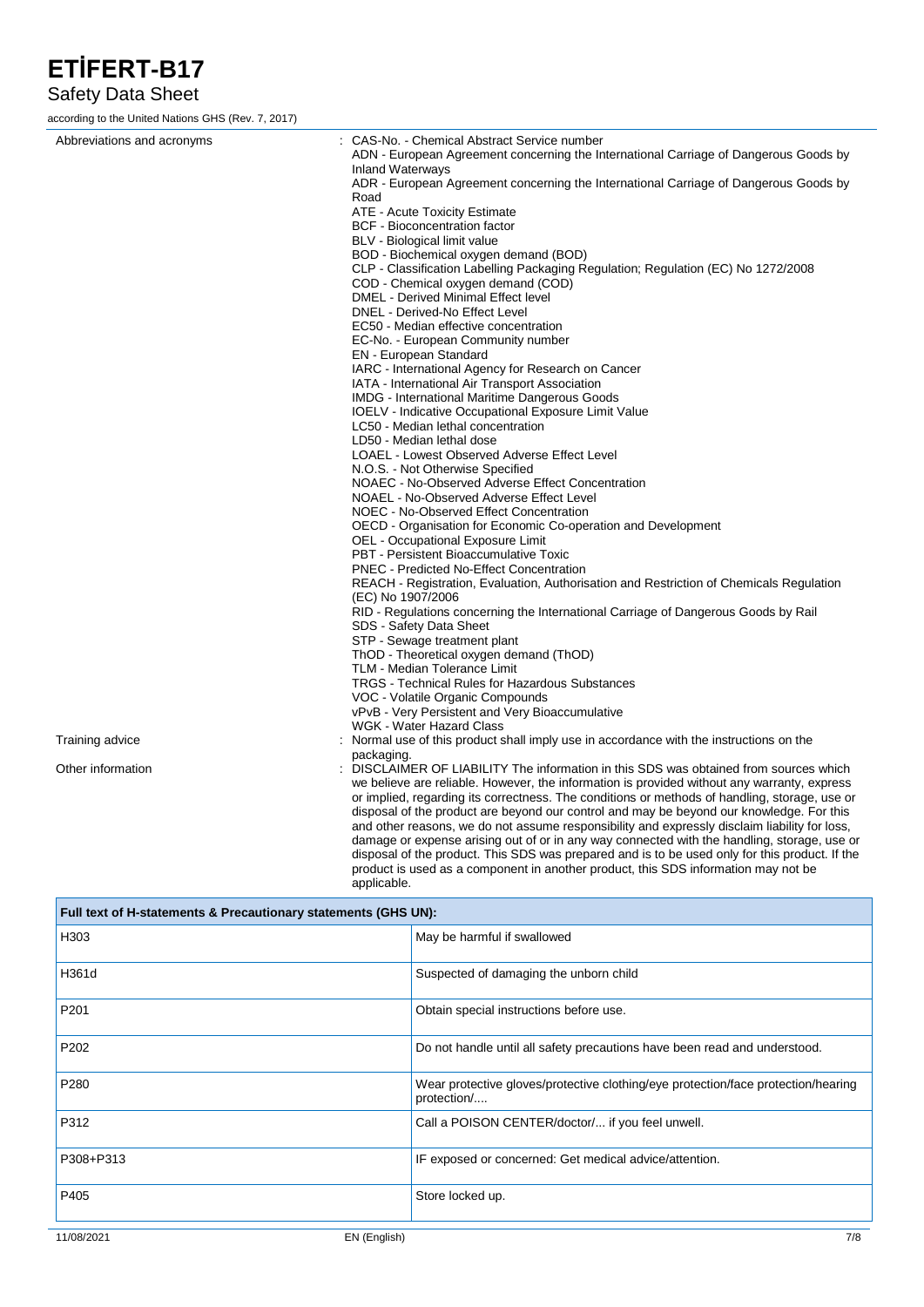Abbreviations and acronyms : CAS-No. - Chemical Abstract Service number
ADN - European Agreement concerning the International Carriage of Dangerous Goods by Inland Waterways
ADR - European Agreement concerning the International Carriage of Dangerous Goods by Road
ATE - Acute Toxicity Estimate
BCF - Bioconcentration factor
BLV - Biological limit value
BOD - Biochemical oxygen demand (BOD)
CLP - Classification Labelling Packaging Regulation; Regulation (EC) No 1272/2008
COD - Chemical oxygen demand (COD)
DMEL - Derived Minimal Effect level
DNEL - Derived-No Effect Level
EC50 - Median effective concentration
EC-No. - European Community number
EN - European Standard
IARC - International Agency for Research on Cancer
IATA - International Air Transport Association
IMDG - International Maritime Dangerous Goods
IOELV - Indicative Occupational Exposure Limit Value
LC50 - Median lethal concentration
LD50 - Median lethal dose
LOAEL - Lowest Observed Adverse Effect Level
N.O.S. - Not Otherwise Specified
NOAEC - No-Observed Adverse Effect Concentration
NOAEL - No-Observed Adverse Effect Level
NOEC - No-Observed Effect Concentration
OECD - Organisation for Economic Co-operation and Development
OEL - Occupational Exposure Limit
PBT - Persistent Bioaccumulative Toxic
PNEC - Predicted No-Effect Concentration
REACH - Registration, Evaluation, Authorisation and Restriction of Chemicals Regulation (EC) No 1907/2006
RID - Regulations concerning the International Carriage of Dangerous Goods by Rail
SDS - Safety Data Sheet
STP - Sewage treatment plant
ThOD - Theoretical oxygen demand (ThOD)
TLM - Median Tolerance Limit
TRGS - Technical Rules for Hazardous Substances
VOC - Volatile Organic Compounds
vPvB - Very Persistent and Very Bioaccumulative
WGK - Water Hazard Class

Training advice : Normal use of this product shall imply use in accordance with the instructions on the packaging.

Other information : DISCLAIMER OF LIABILITY The information in this SDS was obtained from sources which we believe are reliable. However, the information is provided without any warranty, express or implied, regarding its correctness. The conditions or methods of handling, storage, use or disposal of the product are beyond our control and may be beyond our knowledge. For this and other reasons, we do not assume responsibility and expressly disclaim liability for loss, damage or expense arising out of or in any way connected with the handling, storage, use or disposal of the product. This SDS was prepared and is to be used only for this product. If the product is used as a component in another product, this SDS information may not be applicable.

| Full text of H-statements & Precautionary statements (GHS UN): | |
|---|---|
| H303 | May be harmful if swallowed |
| H361d | Suspected of damaging the unborn child |
| P201 | Obtain special instructions before use. |
| P202 | Do not handle until all safety precautions have been read and understood. |
| P280 | Wear protective gloves/protective clothing/eye protection/face protection/hearing protection/.... |
| P312 | Call a POISON CENTER/doctor/... if you feel unwell. |
| P308+P313 | IF exposed or concerned: Get medical advice/attention. |
| P405 | Store locked up. |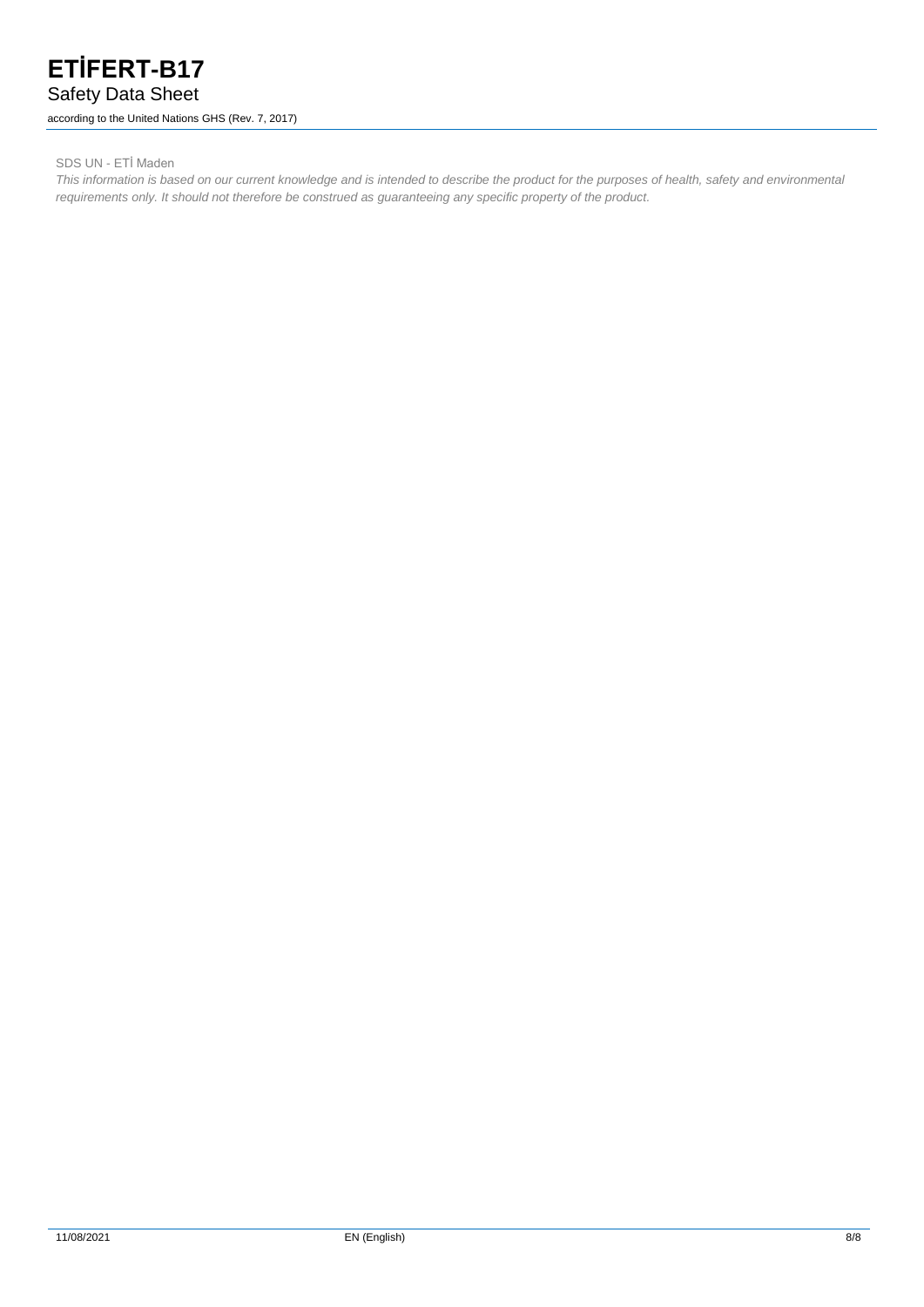SDS UN - ETİ Maden

*This information is based on our current knowledge and is intended to describe the product for the purposes of health, safety and environmental requirements only. It should not therefore be construed as guaranteeing any specific property of the product.*